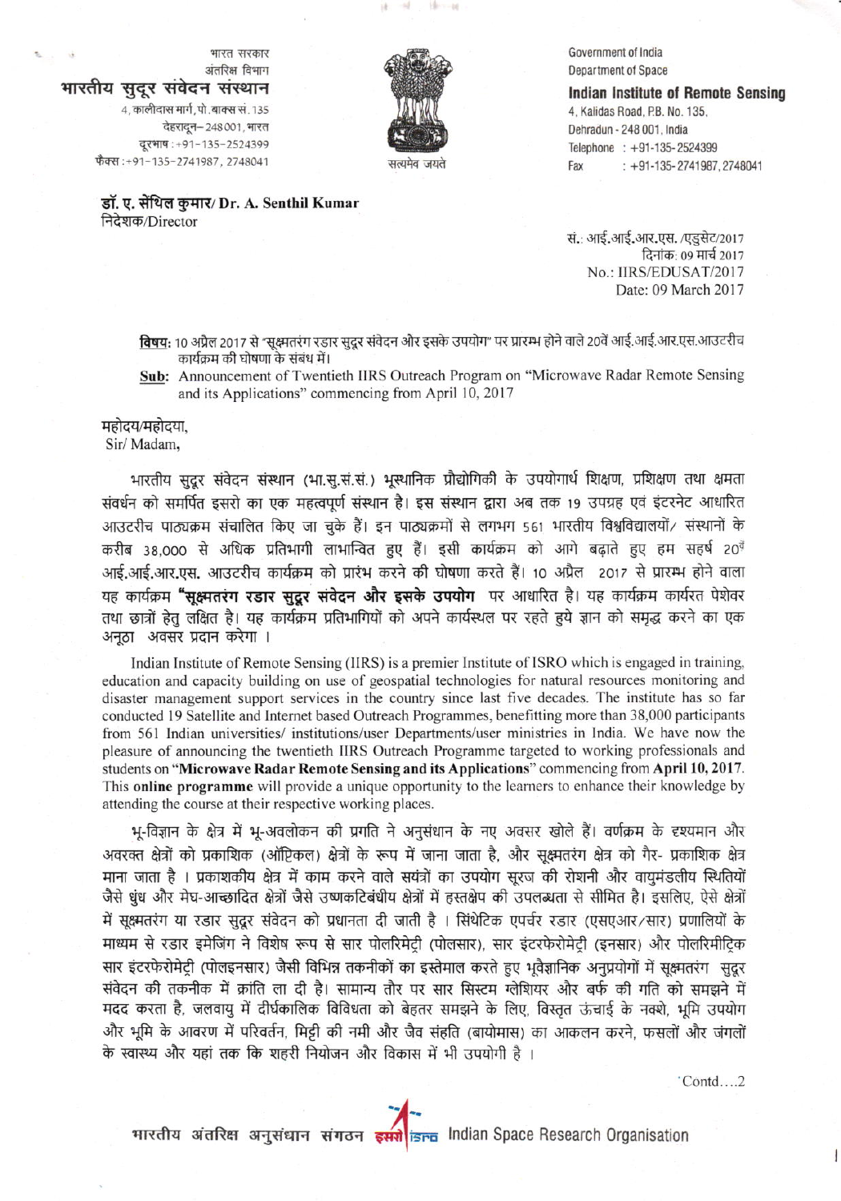भारत सरकार
अंतरिक्ष विभाग
**भारतीय सुदूर संवेदन संस्थान**
4, कालीदास मार्ग, पो. बाक्स सं. 135
देहरादून– 248 001, भारत
दूरभाष : +91-135-2524399
फैक्स : +91-135-2741987, 2748041

सत्यमेव जयते

Government of India
Department of Space
**Indian Institute of Remote Sensing**
4, Kalidas Road, P.B. No. 135,
Dehradun - 248 001, India
Telephone : +91-135-2524399
Fax : +91-135-2741987, 2748041

**डॉ. ए. सेंथिल कुमार/ Dr. A. Senthil Kumar**
निदेशक/Director

सं.: आई.आई.आर.एस. /एडुसेट/2017
दिनांक: 09 मार्च 2017
No.: IIRS/EDUSAT/2017
Date: 09 March 2017

**विषय:** 10 अप्रैल 2017 से "सूक्ष्मतरंग रडार सुदूर संवेदन और इसके उपयोग" पर प्रारम्भ होने वाले 20वें आई.आई.आर.एस.आउटरीच कार्यक्रम की घोषणा के संबंध में।

**Sub:** Announcement of Twentieth IIRS Outreach Program on "Microwave Radar Remote Sensing and its Applications" commencing from April 10, 2017

महोदय/महोदया,
Sir/ Madam,

भारतीय सुदूर संवेदन संस्थान (भा.सु.सं.सं.) भूस्थानिक प्रौद्योगिकी के उपयोगार्थ शिक्षण, प्रशिक्षण तथा क्षमता संवर्धन को समर्पित इसरो का एक महत्वपूर्ण संस्थान है। इस संस्थान द्वारा अब तक 19 उपग्रह एवं इंटरनेट आधारित आउटरीच पाठ्यक्रम संचालित किए जा चुके हैं। इन पाठ्यक्रमों से लगभग 561 भारतीय विश्वविद्यालयों/ संस्थानों के करीब 38,000 से अधिक प्रतिभागी लाभान्वित हुए हैं। इसी कार्यक्रम को आगे बढ़ाते हुए हम सहर्ष 20वें आई.आई.आर.एस. आउटरीच कार्यक्रम को प्रारंभ करने की घोषणा करते हैं। 10 अप्रैल 2017 से प्रारम्भ होने वाला यह कार्यक्रम **"सूक्ष्मतरंग रडार सुदूर संवेदन और इसके उपयोग** पर आधारित है। यह कार्यक्रम कार्यरत पेशेवर तथा छात्रों हेतु लक्षित है। यह कार्यक्रम प्रतिभागियों को अपने कार्यस्थल पर रहते हुये ज्ञान को समृद्ध करने का एक अनूठा अवसर प्रदान करेगा ।

Indian Institute of Remote Sensing (IIRS) is a premier Institute of ISRO which is engaged in training, education and capacity building on use of geospatial technologies for natural resources monitoring and disaster management support services in the country since last five decades. The institute has so far conducted 19 Satellite and Internet based Outreach Programmes, benefitting more than 38,000 participants from 561 Indian universities/ institutions/user Departments/user ministries in India. We have now the pleasure of announcing the twentieth IIRS Outreach Programme targeted to working professionals and students on **"Microwave Radar Remote Sensing and its Applications"** commencing from **April 10, 2017**. This **online programme** will provide a unique opportunity to the learners to enhance their knowledge by attending the course at their respective working places.

भू-विज्ञान के क्षेत्र में भू-अवलोकन की प्रगति ने अनुसंधान के नए अवसर खोले हैं। वर्णक्रम के दृश्यमान और अवरक्त क्षेत्रों को प्रकाशिक (ऑप्टिकल) क्षेत्रों के रूप में जाना जाता है, और सूक्ष्मतरंग क्षेत्र को गैर- प्रकाशिक क्षेत्र माना जाता है । प्रकाशकीय क्षेत्र में काम करने वाले सयंत्रों का उपयोग सूरज की रोशनी और वायुमंडलीय स्थितियों जैसे धुंध और मेघ-आच्छादित क्षेत्रों जैसे उष्णकटिबंधीय क्षेत्रों में हस्तक्षेप की उपलब्धता से सीमित है। इसलिए, ऐसे क्षेत्रों में सूक्ष्मतरंग या रडार सुदूर संवेदन को प्रधानता दी जाती है । सिंथेटिक एपर्चर रडार (एसएआर/सार) प्रणालियों के माध्यम से रडार इमेजिंग ने विशेष रूप से सार पोलरिमेट्री (पोलसार), सार इंटरफेरोमेट्री (इनसार) और पोलरिमीट्रिक सार इंटरफेरोमेट्री (पोलइनसार) जैसी विभिन्न तकनीकों का इस्तेमाल करते हुए भूवैज्ञानिक अनुप्रयोगों में सूक्ष्मतरंग सुदूर संवेदन की तकनीक में क्रांति ला दी है। सामान्य तौर पर सार सिस्टम ग्लेशियर और बर्फ की गति को समझने में मदद करता है, जलवायु में दीर्घकालिक विविधता को बेहतर समझने के लिए, विस्तृत ऊंचाई के नक्शे, भूमि उपयोग और भूमि के आवरण में परिवर्तन, मिट्टी की नमी और जैव संहति (बायोमास) का आकलन करने, फसलों और जंगलों के स्वास्थ्य और यहां तक कि शहरी नियोजन और विकास में भी उपयोगी है ।

Contd....2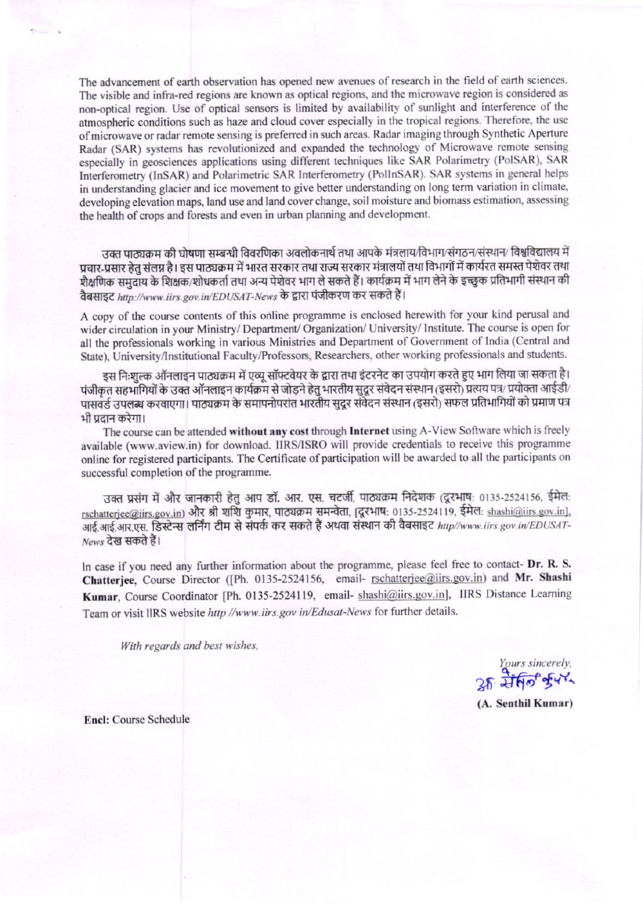The advancement of earth observation has opened new avenues of research in the field of earth sciences. The visible and infra-red regions are known as optical regions, and the microwave region is considered as non-optical region. Use of optical sensors is limited by availability of sunlight and interference of the atmospheric conditions such as haze and cloud cover especially in the tropical regions. Therefore, the use of microwave or radar remote sensing is preferred in such areas. Radar imaging through Synthetic Aperture Radar (SAR) systems has revolutionized and expanded the technology of Microwave remote sensing especially in geosciences applications using different techniques like SAR Polarimetry (PolSAR), SAR Interferometry (InSAR) and Polarimetric SAR Interferometry (PolInSAR). SAR systems in general helps in understanding glacier and ice movement to give better understanding on long term variation in climate, developing elevation maps, land use and land cover change, soil moisture and biomass estimation, assessing the health of crops and forests and even in urban planning and development.

उक्त पाठ्यक्रम की घोषणा सम्बन्धी विवरणिका अवलोकनार्थ तथा आपके मंत्रालय/विभाग/संगठन/संस्थान/ विश्वविद्यालय में प्रचार-प्रसार हेतु संलग्न है। इस पाठ्यक्रम में भारत सरकार तथा राज्य सरकार मंत्रालयों तथा विभागों में कार्यरत समस्त पेशेवर तथा शैक्षणिक समुदाय के शिक्षक/शोधकर्ता तथा अन्य पेशेवर भाग ले सकते हैं। कार्यक्रम में भाग लेने के इच्छुक प्रतिभागी संस्थान की वैबसाइट *http://www.iirs.gov.in/EDUSAT-News* के द्वारा पंजीकरण कर सकते हैं।

A copy of the course contents of this online programme is enclosed herewith for your kind perusal and wider circulation in your Ministry/ Department/ Organization/ University/ Institute. The course is open for all the professionals working in various Ministries and Department of Government of India (Central and State), University/Institutional Faculty/Professors, Researchers, other working professionals and students.

इस निःशुल्क ऑनलाइन पाठ्यक्रम में एव्यू सॉफ्टवेयर के द्वारा तथा इंटरनेट का उपयोग करते हुए भाग लिया जा सकता है। पंजीकृत सहभागियों के उक्त ऑनलाइन कार्यक्रम से जोड़ने हेतु भारतीय सुदूर संवेदन संस्थान (इसरो) प्रत्यय पत्र/ प्रयोक्ता आईडी/ पासवर्ड उपलब्ध करवाएगा। पाठ्यक्रम के समापनोपरांत भारतीय सुदूर संवेदन संस्थान (इसरो) सफल प्रतिभागियों को प्रमाण पत्र भी प्रदान करेगा।

The course can be attended **without any cost** through **Internet** using A-View Software which is freely available (www.aview.in) for download. IIRS/ISRO will provide credentials to receive this programme online for registered participants. The Certificate of participation will be awarded to all the participants on successful completion of the programme.

उक्त प्रसंग में और जानकारी हेतु आप डॉ. आर. एस. चटर्जी, पाठ्यक्रम निदेशक (दूरभाष: 0135-2524156, ईमेल: rschatterjee@iirs.gov.in) और श्री शशि कुमार, पाठ्यक्रम समन्वेता, [दूरभाष: 0135-2524119, ईमेल: shashi@iirs.gov.in], आई.आई.आर.एस. डिस्टेन्स लर्निंग टीम से संपर्क कर सकते हैं अथवा संस्थान की वैबसाइट *http//www.iirs.gov.in/EDUSAT-News* देख सकते हैं।

In case if you need any further information about the programme, please feel free to contact- **Dr. R. S. Chatterjee**, Course Director ([Ph. 0135-2524156, email- rschatterjee@iirs.gov.in) and **Mr. Shashi Kumar**, Course Coordinator [Ph. 0135-2524119, email- shashi@iirs.gov.in], IIRS Distance Learning Team or visit IIRS website *http //www.iirs.gov in/Edusat-News* for further details.

*With regards and best wishes,*

*Yours sincerely,*

अ. सेंथिल कुमार

**(A. Senthil Kumar)**

**Encl:** Course Schedule